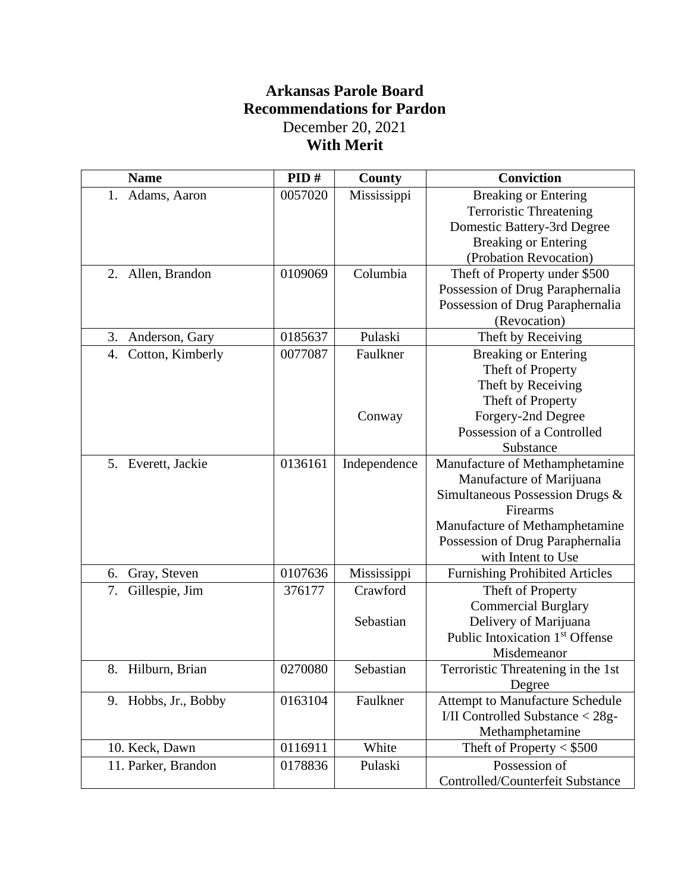# Arkansas Parole Board
## Recommendations for Pardon

December 20, 2021

**With Merit**

| Name | PID # | County | Conviction |
|---|---|---|---|
| 1. Adams, Aaron | 0057020 | Mississippi | Breaking or Entering<br>Terroristic Threatening<br>Domestic Battery-3rd Degree<br>Breaking or Entering<br>(Probation Revocation) |
| 2. Allen, Brandon | 0109069 | Columbia | Theft of Property under $500<br>Possession of Drug Paraphernalia<br>Possession of Drug Paraphernalia<br>(Revocation) |
| 3. Anderson, Gary | 0185637 | Pulaski | Theft by Receiving |
| 4. Cotton, Kimberly | 0077087 | Faulkner<br><br><br><br>Conway | Breaking or Entering<br>Theft of Property<br>Theft by Receiving<br>Theft of Property<br>Forgery-2nd Degree<br>Possession of a Controlled Substance |
| 5. Everett, Jackie | 0136161 | Independence | Manufacture of Methamphetamine<br>Manufacture of Marijuana<br>Simultaneous Possession Drugs & Firearms<br>Manufacture of Methamphetamine<br>Possession of Drug Paraphernalia with Intent to Use |
| 6. Gray, Steven | 0107636 | Mississippi | Furnishing Prohibited Articles |
| 7. Gillespie, Jim | 376177 | Crawford<br><br>Sebastian | Theft of Property<br>Commercial Burglary<br>Delivery of Marijuana<br>Public Intoxication 1st Offense Misdemeanor |
| 8. Hilburn, Brian | 0270080 | Sebastian | Terroristic Threatening in the 1st Degree |
| 9. Hobbs, Jr., Bobby | 0163104 | Faulkner | Attempt to Manufacture Schedule I/II Controlled Substance < 28g- Methamphetamine |
| 10. Keck, Dawn | 0116911 | White | Theft of Property < $500 |
| 11. Parker, Brandon | 0178836 | Pulaski | Possession of Controlled/Counterfeit Substance |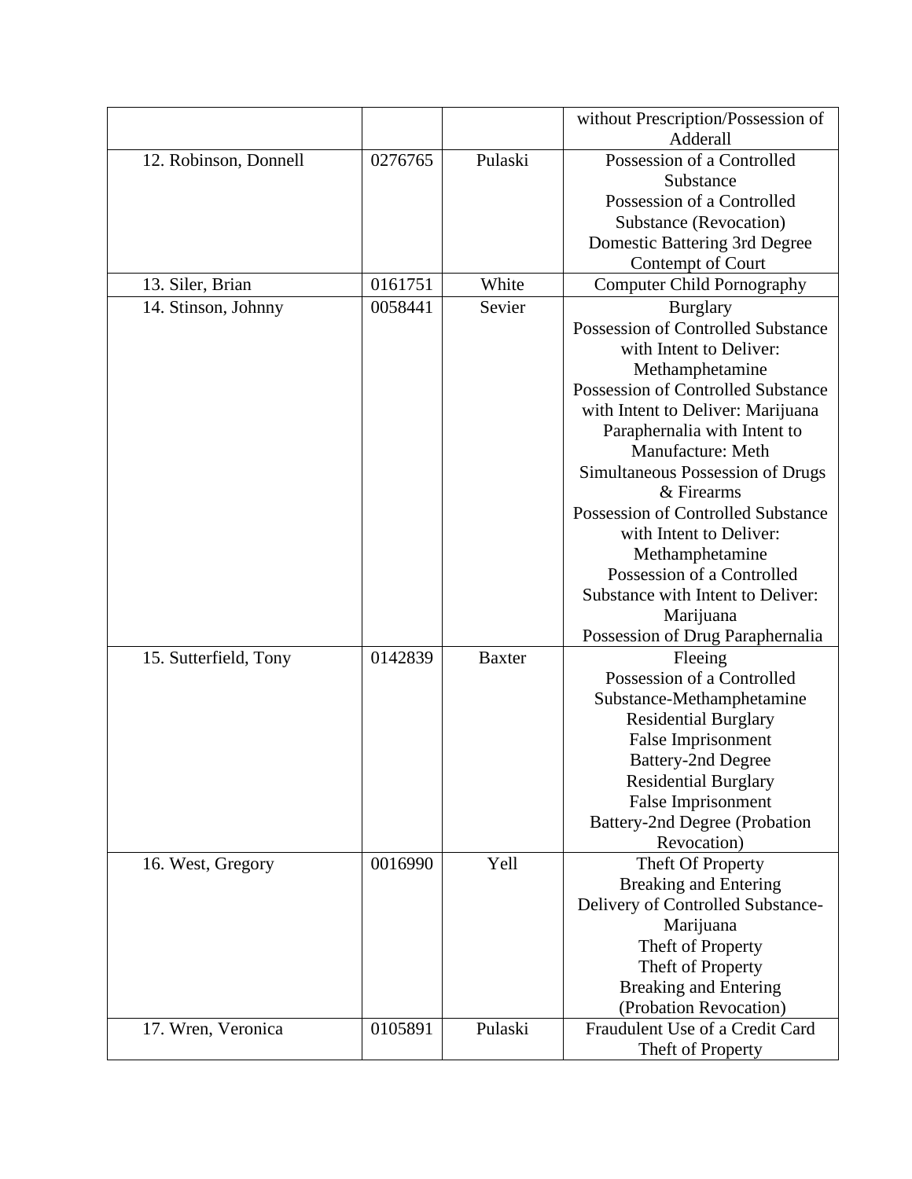| | | | |
|---|---|---|---|
| | | | without Prescription/Possession of Adderall |
| 12. Robinson, Donnell | 0276765 | Pulaski | Possession of a Controlled Substance<br>Possession of a Controlled Substance (Revocation)<br>Domestic Battering 3rd Degree<br>Contempt of Court |
| 13. Siler, Brian | 0161751 | White | Computer Child Pornography |
| 14. Stinson, Johnny | 0058441 | Sevier | Burglary<br>Possession of Controlled Substance with Intent to Deliver: Methamphetamine<br>Possession of Controlled Substance with Intent to Deliver: Marijuana<br>Paraphernalia with Intent to Manufacture: Meth<br>Simultaneous Possession of Drugs & Firearms<br>Possession of Controlled Substance with Intent to Deliver: Methamphetamine<br>Possession of a Controlled Substance with Intent to Deliver: Marijuana<br>Possession of Drug Paraphernalia |
| 15. Sutterfield, Tony | 0142839 | Baxter | Fleeing<br>Possession of a Controlled Substance-Methamphetamine<br>Residential Burglary<br>False Imprisonment<br>Battery-2nd Degree<br>Residential Burglary<br>False Imprisonment<br>Battery-2nd Degree (Probation Revocation) |
| 16. West, Gregory | 0016990 | Yell | Theft Of Property<br>Breaking and Entering<br>Delivery of Controlled Substance-Marijuana<br>Theft of Property<br>Theft of Property<br>Breaking and Entering (Probation Revocation) |
| 17. Wren, Veronica | 0105891 | Pulaski | Fraudulent Use of a Credit Card<br>Theft of Property |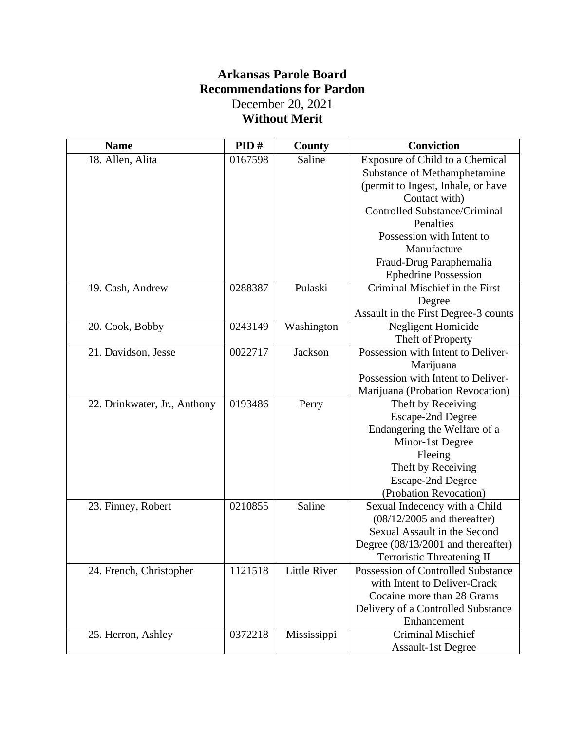# Arkansas Parole Board
## Recommendations for Pardon

December 20, 2021

**Without Merit**

| Name | PID # | County | Conviction |
|---|---|---|---|
| 18. Allen, Alita | 0167598 | Saline | Exposure of Child to a Chemical Substance of Methamphetamine (permit to Ingest, Inhale, or have Contact with)<br>Controlled Substance/Criminal Penalties<br>Possession with Intent to Manufacture<br>Fraud-Drug Paraphernalia<br>Ephedrine Possession |
| 19. Cash, Andrew | 0288387 | Pulaski | Criminal Mischief in the First Degree<br>Assault in the First Degree-3 counts |
| 20. Cook, Bobby | 0243149 | Washington | Negligent Homicide<br>Theft of Property |
| 21. Davidson, Jesse | 0022717 | Jackson | Possession with Intent to Deliver-Marijuana<br>Possession with Intent to Deliver-Marijuana (Probation Revocation) |
| 22. Drinkwater, Jr., Anthony | 0193486 | Perry | Theft by Receiving<br>Escape-2nd Degree<br>Endangering the Welfare of a Minor-1st Degree<br>Fleeing<br>Theft by Receiving<br>Escape-2nd Degree<br>(Probation Revocation) |
| 23. Finney, Robert | 0210855 | Saline | Sexual Indecency with a Child (08/12/2005 and thereafter)<br>Sexual Assault in the Second Degree (08/13/2001 and thereafter)<br>Terroristic Threatening II |
| 24. French, Christopher | 1121518 | Little River | Possession of Controlled Substance with Intent to Deliver-Crack Cocaine more than 28 Grams<br>Delivery of a Controlled Substance Enhancement |
| 25. Herron, Ashley | 0372218 | Mississippi | Criminal Mischief<br>Assault-1st Degree |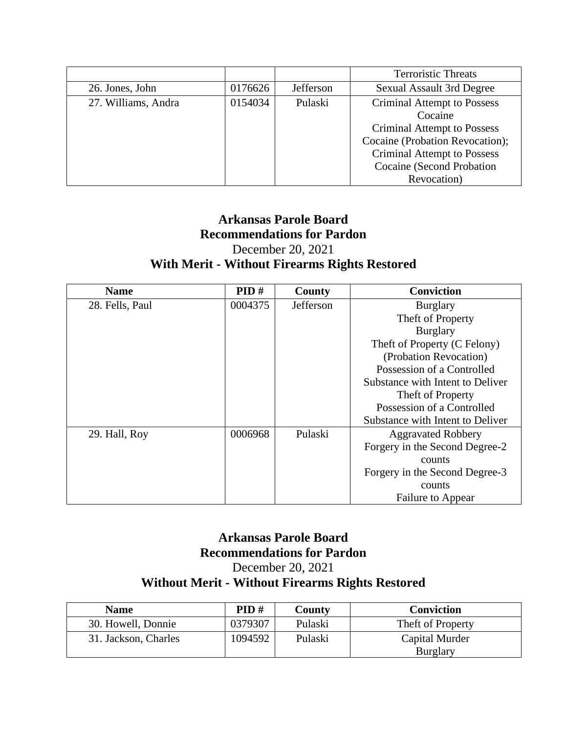| | | | |
|---|---|---|---|
| | | | Terroristic Threats |
| 26. Jones, John | 0176626 | Jefferson | Sexual Assault 3rd Degree |
| 27. Williams, Andra | 0154034 | Pulaski | Criminal Attempt to Possess Cocaine<br>Criminal Attempt to Possess Cocaine (Probation Revocation);<br>Criminal Attempt to Possess Cocaine (Second Probation Revocation) |

## Arkansas Parole Board
## Recommendations for Pardon
December 20, 2021
## With Merit - Without Firearms Rights Restored

| Name | PID # | County | Conviction |
|---|---|---|---|
| 28. Fells, Paul | 0004375 | Jefferson | Burglary<br>Theft of Property<br>Burglary<br>Theft of Property (C Felony) (Probation Revocation)<br>Possession of a Controlled Substance with Intent to Deliver<br>Theft of Property<br>Possession of a Controlled Substance with Intent to Deliver |
| 29. Hall, Roy | 0006968 | Pulaski | Aggravated Robbery<br>Forgery in the Second Degree-2 counts<br>Forgery in the Second Degree-3 counts<br>Failure to Appear |

## Arkansas Parole Board
## Recommendations for Pardon
December 20, 2021
## Without Merit - Without Firearms Rights Restored

| Name | PID # | County | Conviction |
|---|---|---|---|
| 30. Howell, Donnie | 0379307 | Pulaski | Theft of Property |
| 31. Jackson, Charles | 1094592 | Pulaski | Capital Murder<br>Burglary |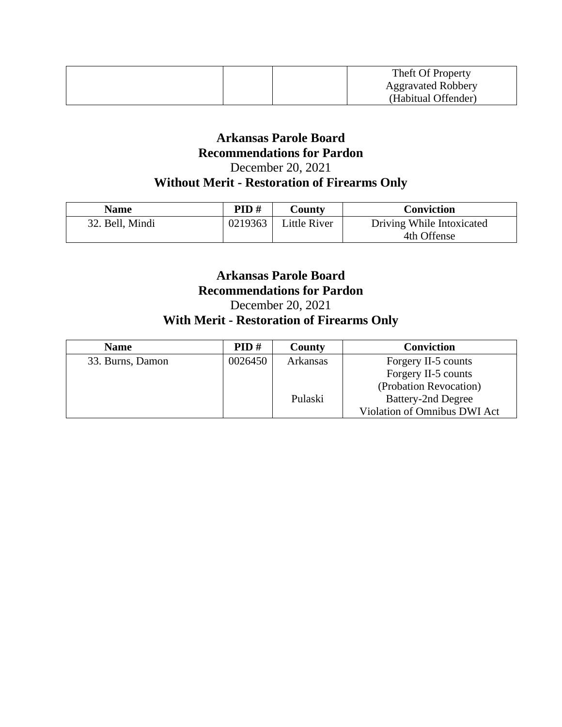| | | | |
|---|---|---|---|
| | | | Theft Of Property<br>Aggravated Robbery<br>(Habitual Offender) |

**Arkansas Parole Board**
**Recommendations for Pardon**
December 20, 2021
**Without Merit - Restoration of Firearms Only**

| Name | PID # | County | Conviction |
|---|---|---|---|
| 32. Bell, Mindi | 0219363 | Little River | Driving While Intoxicated<br>4th Offense |

**Arkansas Parole Board**
**Recommendations for Pardon**
December 20, 2021
**With Merit - Restoration of Firearms Only**

| Name | PID # | County | Conviction |
|---|---|---|---|
| 33. Burns, Damon | 0026450 | Arkansas | Forgery II-5 counts<br>Forgery II-5 counts<br>(Probation Revocation) |
| | | Pulaski | Battery-2nd Degree<br>Violation of Omnibus DWI Act |